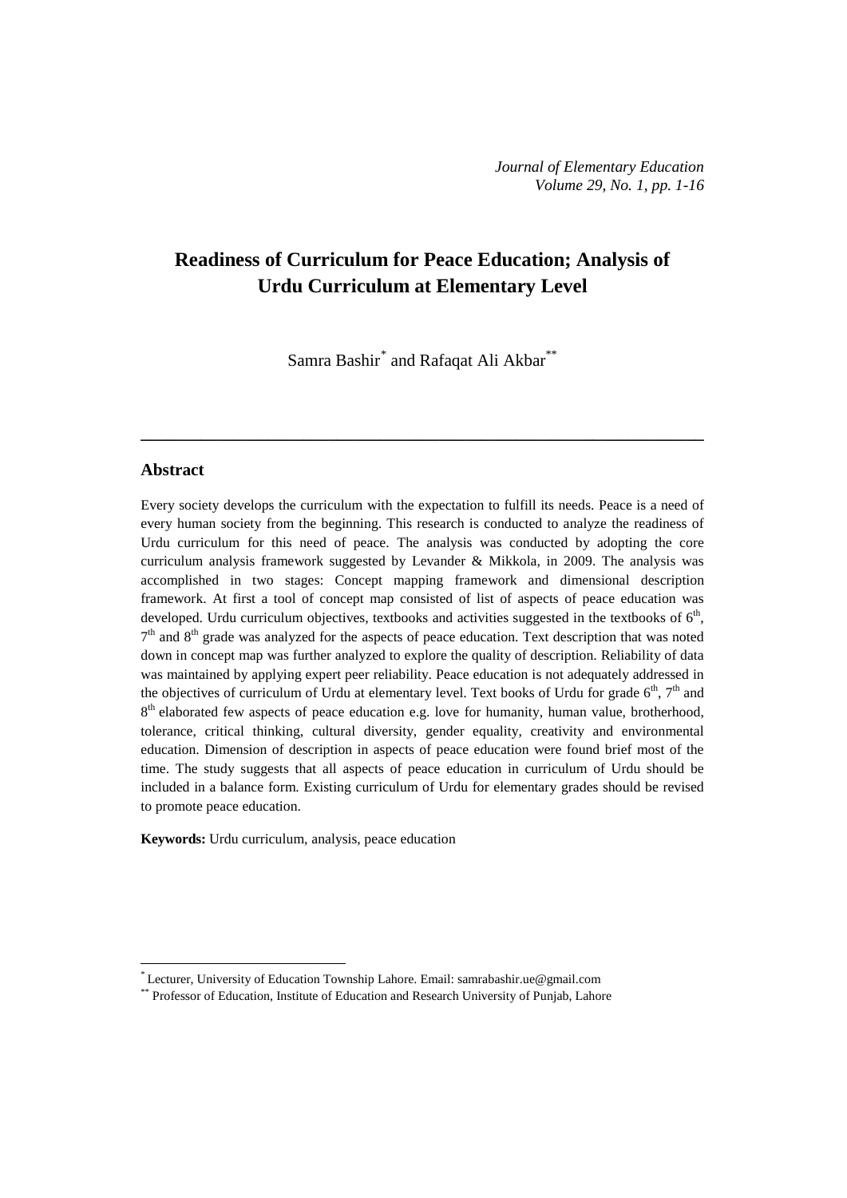# Readiness of Curriculum for Peace Education; Analysis of Urdu Curriculum at Elementary Level

Samra Bashir[*] and Rafaqat Ali Akbar[**]

---

## Abstract

Every society develops the curriculum with the expectation to fulfill its needs. Peace is a need of every human society from the beginning. This research is conducted to analyze the readiness of Urdu curriculum for this need of peace. The analysis was conducted by adopting the core curriculum analysis framework suggested by Levander & Mikkola, in 2009. The analysis was accomplished in two stages: Concept mapping framework and dimensional description framework. At first a tool of concept map consisted of list of aspects of peace education was developed. Urdu curriculum objectives, textbooks and activities suggested in the textbooks of 6th, 7th and 8th grade was analyzed for the aspects of peace education. Text description that was noted down in concept map was further analyzed to explore the quality of description. Reliability of data was maintained by applying expert peer reliability. Peace education is not adequately addressed in the objectives of curriculum of Urdu at elementary level. Text books of Urdu for grade 6th, 7th and 8th elaborated few aspects of peace education e.g. love for humanity, human value, brotherhood, tolerance, critical thinking, cultural diversity, gender equality, creativity and environmental education. Dimension of description in aspects of peace education were found brief most of the time. The study suggests that all aspects of peace education in curriculum of Urdu should be included in a balance form. Existing curriculum of Urdu for elementary grades should be revised to promote peace education.

**Keywords:** Urdu curriculum, analysis, peace education

---

[*] Lecturer, University of Education Township Lahore. Email: samrabashir.ue@gmail.com

[**] Professor of Education, Institute of Education and Research University of Punjab, Lahore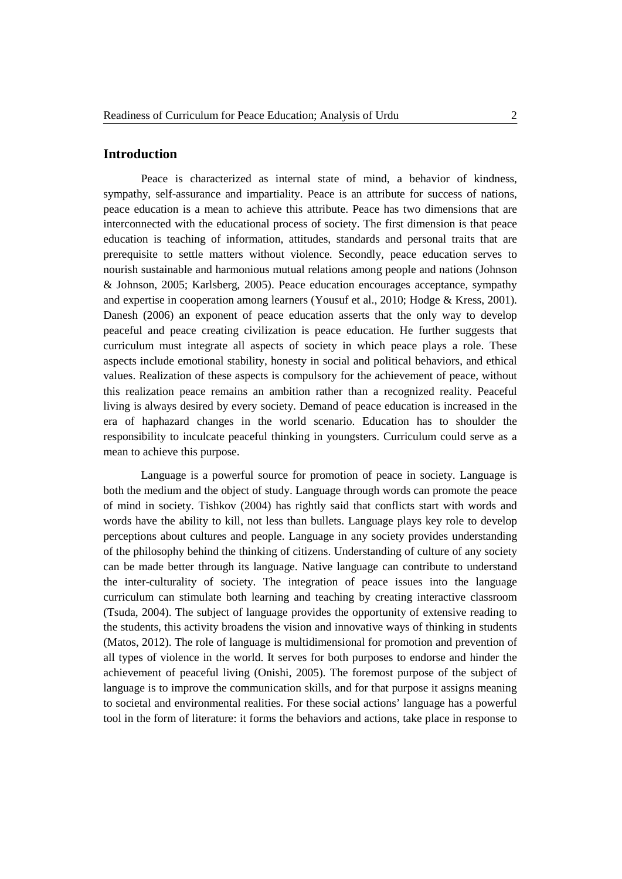## Introduction

Peace is characterized as internal state of mind, a behavior of kindness, sympathy, self-assurance and impartiality. Peace is an attribute for success of nations, peace education is a mean to achieve this attribute. Peace has two dimensions that are interconnected with the educational process of society. The first dimension is that peace education is teaching of information, attitudes, standards and personal traits that are prerequisite to settle matters without violence. Secondly, peace education serves to nourish sustainable and harmonious mutual relations among people and nations (Johnson & Johnson, 2005; Karlsberg, 2005). Peace education encourages acceptance, sympathy and expertise in cooperation among learners (Yousuf et al., 2010; Hodge & Kress, 2001). Danesh (2006) an exponent of peace education asserts that the only way to develop peaceful and peace creating civilization is peace education. He further suggests that curriculum must integrate all aspects of society in which peace plays a role. These aspects include emotional stability, honesty in social and political behaviors, and ethical values. Realization of these aspects is compulsory for the achievement of peace, without this realization peace remains an ambition rather than a recognized reality. Peaceful living is always desired by every society. Demand of peace education is increased in the era of haphazard changes in the world scenario. Education has to shoulder the responsibility to inculcate peaceful thinking in youngsters. Curriculum could serve as a mean to achieve this purpose.

Language is a powerful source for promotion of peace in society. Language is both the medium and the object of study. Language through words can promote the peace of mind in society. Tishkov (2004) has rightly said that conflicts start with words and words have the ability to kill, not less than bullets. Language plays key role to develop perceptions about cultures and people. Language in any society provides understanding of the philosophy behind the thinking of citizens. Understanding of culture of any society can be made better through its language. Native language can contribute to understand the inter-culturality of society. The integration of peace issues into the language curriculum can stimulate both learning and teaching by creating interactive classroom (Tsuda, 2004). The subject of language provides the opportunity of extensive reading to the students, this activity broadens the vision and innovative ways of thinking in students (Matos, 2012). The role of language is multidimensional for promotion and prevention of all types of violence in the world. It serves for both purposes to endorse and hinder the achievement of peaceful living (Onishi, 2005). The foremost purpose of the subject of language is to improve the communication skills, and for that purpose it assigns meaning to societal and environmental realities. For these social actions' language has a powerful tool in the form of literature: it forms the behaviors and actions, take place in response to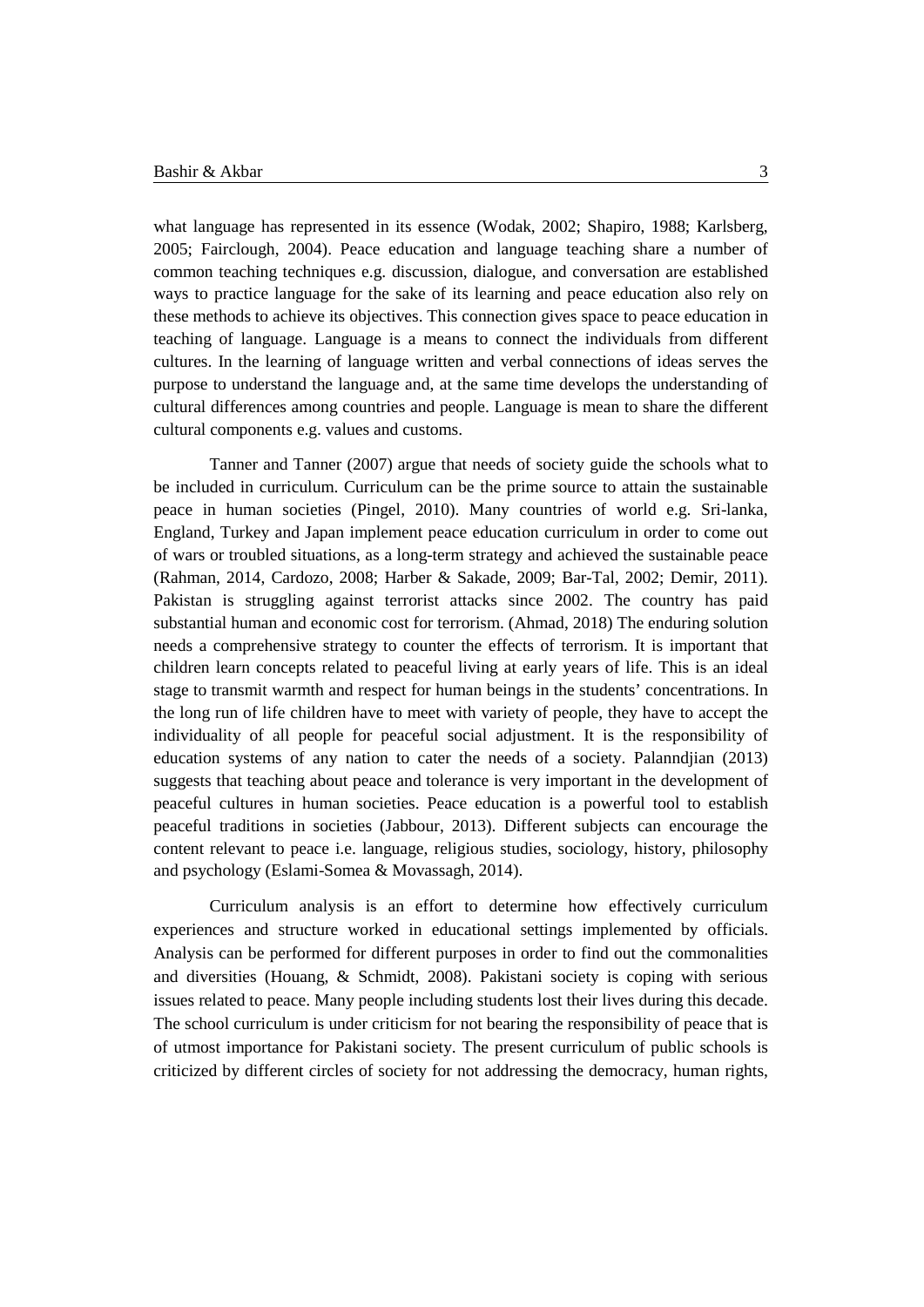what language has represented in its essence (Wodak, 2002; Shapiro, 1988; Karlsberg, 2005; Fairclough, 2004). Peace education and language teaching share a number of common teaching techniques e.g. discussion, dialogue, and conversation are established ways to practice language for the sake of its learning and peace education also rely on these methods to achieve its objectives. This connection gives space to peace education in teaching of language. Language is a means to connect the individuals from different cultures. In the learning of language written and verbal connections of ideas serves the purpose to understand the language and, at the same time develops the understanding of cultural differences among countries and people. Language is mean to share the different cultural components e.g. values and customs.

Tanner and Tanner (2007) argue that needs of society guide the schools what to be included in curriculum. Curriculum can be the prime source to attain the sustainable peace in human societies (Pingel, 2010). Many countries of world e.g. Sri-lanka, England, Turkey and Japan implement peace education curriculum in order to come out of wars or troubled situations, as a long-term strategy and achieved the sustainable peace (Rahman, 2014, Cardozo, 2008; Harber & Sakade, 2009; Bar-Tal, 2002; Demir, 2011). Pakistan is struggling against terrorist attacks since 2002. The country has paid substantial human and economic cost for terrorism. (Ahmad, 2018) The enduring solution needs a comprehensive strategy to counter the effects of terrorism. It is important that children learn concepts related to peaceful living at early years of life. This is an ideal stage to transmit warmth and respect for human beings in the students' concentrations. In the long run of life children have to meet with variety of people, they have to accept the individuality of all people for peaceful social adjustment. It is the responsibility of education systems of any nation to cater the needs of a society. Palanndjian (2013) suggests that teaching about peace and tolerance is very important in the development of peaceful cultures in human societies. Peace education is a powerful tool to establish peaceful traditions in societies (Jabbour, 2013). Different subjects can encourage the content relevant to peace i.e. language, religious studies, sociology, history, philosophy and psychology (Eslami-Somea & Movassagh, 2014).

Curriculum analysis is an effort to determine how effectively curriculum experiences and structure worked in educational settings implemented by officials. Analysis can be performed for different purposes in order to find out the commonalities and diversities (Houang, & Schmidt, 2008). Pakistani society is coping with serious issues related to peace. Many people including students lost their lives during this decade. The school curriculum is under criticism for not bearing the responsibility of peace that is of utmost importance for Pakistani society. The present curriculum of public schools is criticized by different circles of society for not addressing the democracy, human rights,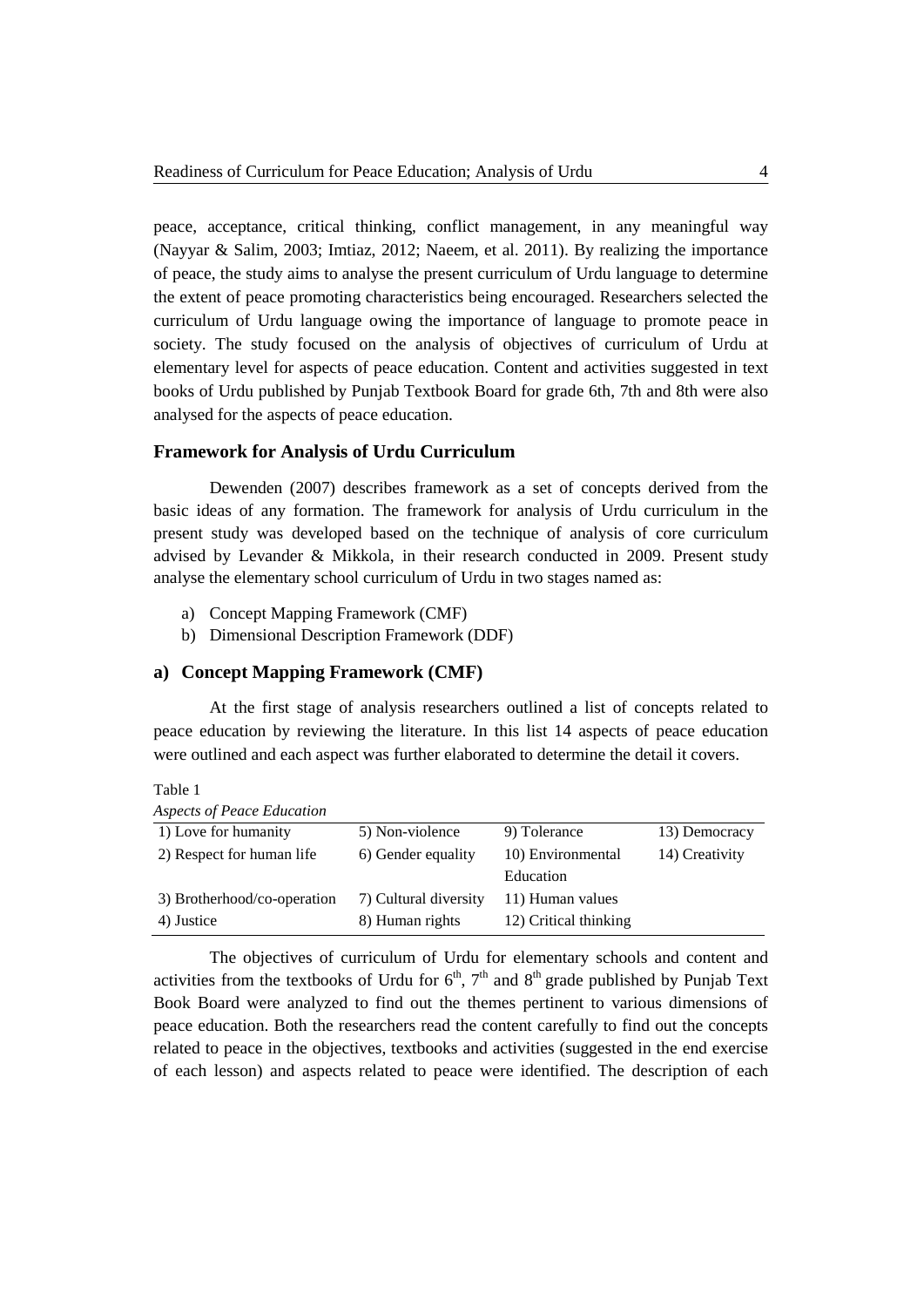peace, acceptance, critical thinking, conflict management, in any meaningful way (Nayyar & Salim, 2003; Imtiaz, 2012; Naeem, et al. 2011). By realizing the importance of peace, the study aims to analyse the present curriculum of Urdu language to determine the extent of peace promoting characteristics being encouraged. Researchers selected the curriculum of Urdu language owing the importance of language to promote peace in society. The study focused on the analysis of objectives of curriculum of Urdu at elementary level for aspects of peace education. Content and activities suggested in text books of Urdu published by Punjab Textbook Board for grade 6th, 7th and 8th were also analysed for the aspects of peace education.

### Framework for Analysis of Urdu Curriculum

Dewenden (2007) describes framework as a set of concepts derived from the basic ideas of any formation. The framework for analysis of Urdu curriculum in the present study was developed based on the technique of analysis of core curriculum advised by Levander & Mikkola, in their research conducted in 2009. Present study analyse the elementary school curriculum of Urdu in two stages named as:

a) Concept Mapping Framework (CMF)
b) Dimensional Description Framework (DDF)

### a) Concept Mapping Framework (CMF)

At the first stage of analysis researchers outlined a list of concepts related to peace education by reviewing the literature. In this list 14 aspects of peace education were outlined and each aspect was further elaborated to determine the detail it covers.

Table 1
*Aspects of Peace Education*

| | | | |
|---|---|---|---|
| 1) Love for humanity | 5) Non-violence | 9) Tolerance | 13) Democracy |
| 2) Respect for human life | 6) Gender equality | 10) Environmental Education | 14) Creativity |
| 3) Brotherhood/co-operation | 7) Cultural diversity | 11) Human values | |
| 4) Justice | 8) Human rights | 12) Critical thinking | |

The objectives of curriculum of Urdu for elementary schools and content and activities from the textbooks of Urdu for 6th, 7th and 8th grade published by Punjab Text Book Board were analyzed to find out the themes pertinent to various dimensions of peace education. Both the researchers read the content carefully to find out the concepts related to peace in the objectives, textbooks and activities (suggested in the end exercise of each lesson) and aspects related to peace were identified. The description of each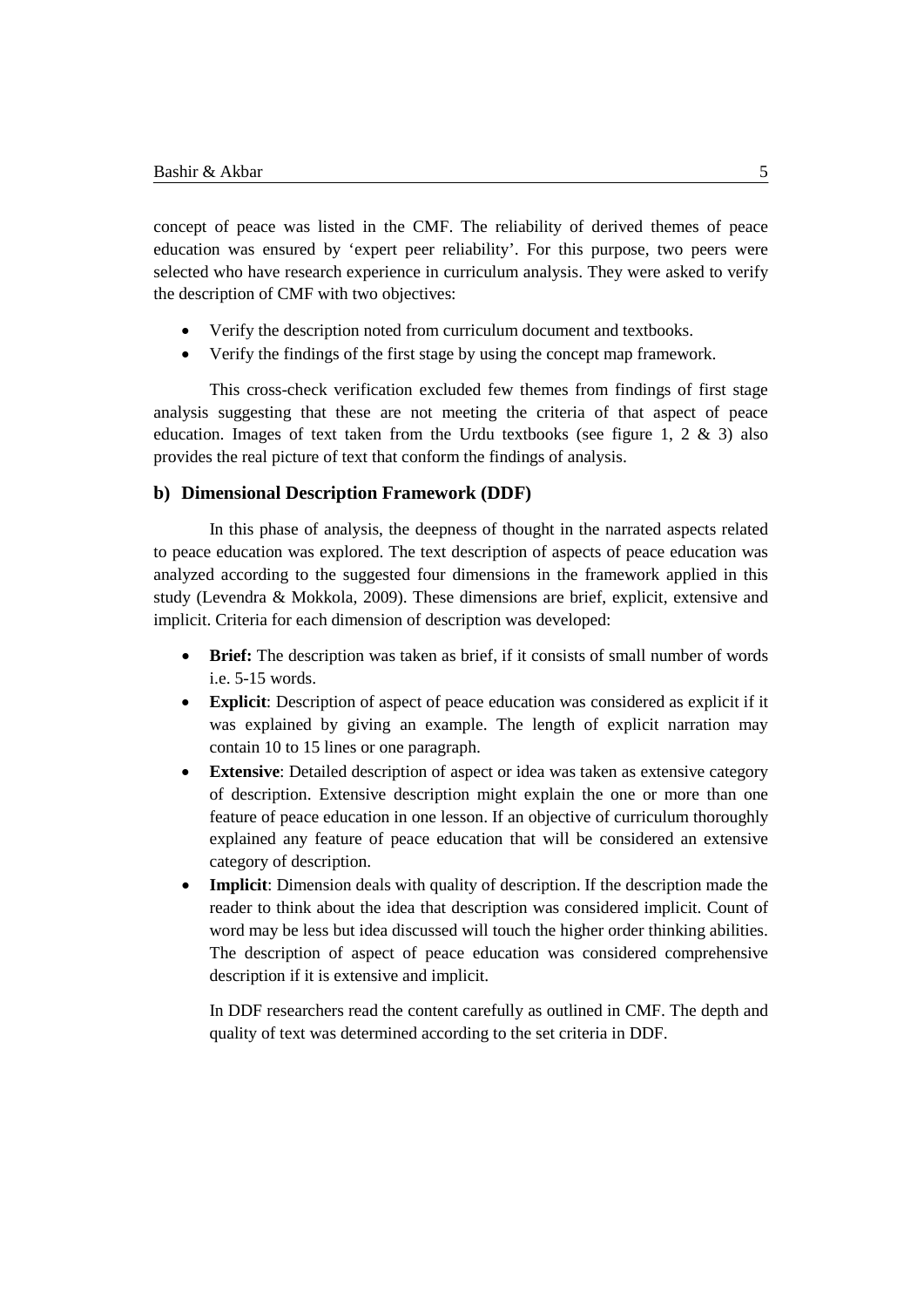concept of peace was listed in the CMF. The reliability of derived themes of peace education was ensured by 'expert peer reliability'. For this purpose, two peers were selected who have research experience in curriculum analysis. They were asked to verify the description of CMF with two objectives:

- Verify the description noted from curriculum document and textbooks.
- Verify the findings of the first stage by using the concept map framework.

This cross-check verification excluded few themes from findings of first stage analysis suggesting that these are not meeting the criteria of that aspect of peace education. Images of text taken from the Urdu textbooks (see figure 1, 2 & 3) also provides the real picture of text that conform the findings of analysis.

### b) Dimensional Description Framework (DDF)

In this phase of analysis, the deepness of thought in the narrated aspects related to peace education was explored. The text description of aspects of peace education was analyzed according to the suggested four dimensions in the framework applied in this study (Levendra & Mokkola, 2009). These dimensions are brief, explicit, extensive and implicit. Criteria for each dimension of description was developed:

- **Brief:** The description was taken as brief, if it consists of small number of words i.e. 5-15 words.
- **Explicit**: Description of aspect of peace education was considered as explicit if it was explained by giving an example. The length of explicit narration may contain 10 to 15 lines or one paragraph.
- **Extensive**: Detailed description of aspect or idea was taken as extensive category of description. Extensive description might explain the one or more than one feature of peace education in one lesson. If an objective of curriculum thoroughly explained any feature of peace education that will be considered an extensive category of description.
- **Implicit**: Dimension deals with quality of description. If the description made the reader to think about the idea that description was considered implicit. Count of word may be less but idea discussed will touch the higher order thinking abilities. The description of aspect of peace education was considered comprehensive description if it is extensive and implicit.

In DDF researchers read the content carefully as outlined in CMF. The depth and quality of text was determined according to the set criteria in DDF.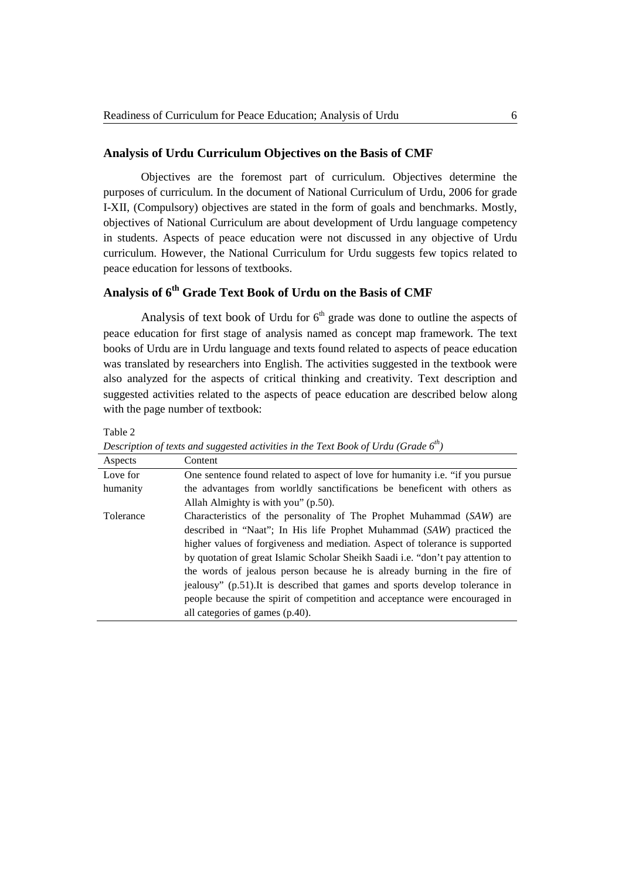## Analysis of Urdu Curriculum Objectives on the Basis of CMF

Objectives are the foremost part of curriculum. Objectives determine the purposes of curriculum. In the document of National Curriculum of Urdu, 2006 for grade I-XII, (Compulsory) objectives are stated in the form of goals and benchmarks. Mostly, objectives of National Curriculum are about development of Urdu language competency in students. Aspects of peace education were not discussed in any objective of Urdu curriculum. However, the National Curriculum for Urdu suggests few topics related to peace education for lessons of textbooks.

## Analysis of 6th Grade Text Book of Urdu on the Basis of CMF

Analysis of text book of Urdu for 6th grade was done to outline the aspects of peace education for first stage of analysis named as concept map framework. The text books of Urdu are in Urdu language and texts found related to aspects of peace education was translated by researchers into English. The activities suggested in the textbook were also analyzed for the aspects of critical thinking and creativity. Text description and suggested activities related to the aspects of peace education are described below along with the page number of textbook:

Table 2

*Description of texts and suggested activities in the Text Book of Urdu (Grade 6th)*

| Aspects | Content |
| --- | --- |
| Love for humanity | One sentence found related to aspect of love for humanity i.e. "if you pursue the advantages from worldly sanctifications be beneficent with others as Allah Almighty is with you" (p.50). |
| Tolerance | Characteristics of the personality of The Prophet Muhammad (*SAW*) are described in "Naat"; In His life Prophet Muhammad (*SAW*) practiced the higher values of forgiveness and mediation. Aspect of tolerance is supported by quotation of great Islamic Scholar Sheikh Saadi i.e. "don't pay attention to the words of jealous person because he is already burning in the fire of jealousy" (p.51).It is described that games and sports develop tolerance in people because the spirit of competition and acceptance were encouraged in all categories of games (p.40). |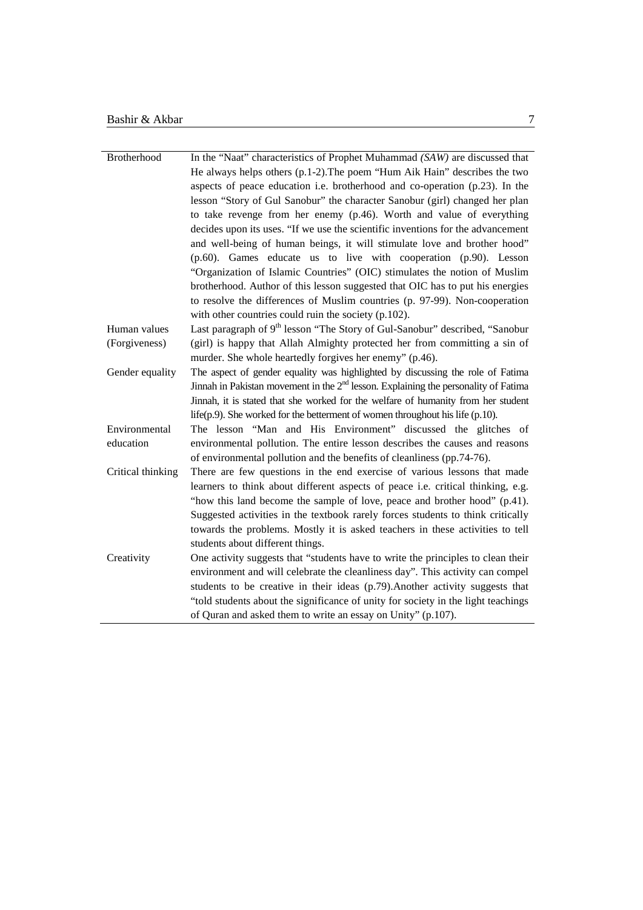| | |
|---|---|
| Brotherhood | In the "Naat" characteristics of Prophet Muhammad *(SAW)* are discussed that He always helps others (p.1-2).The poem "Hum Aik Hain" describes the two aspects of peace education i.e. brotherhood and co-operation (p.23). In the lesson "Story of Gul Sanobur" the character Sanobur (girl) changed her plan to take revenge from her enemy (p.46). Worth and value of everything decides upon its uses. "If we use the scientific inventions for the advancement and well-being of human beings, it will stimulate love and brother hood" (p.60). Games educate us to live with cooperation (p.90). Lesson "Organization of Islamic Countries" (OIC) stimulates the notion of Muslim brotherhood. Author of this lesson suggested that OIC has to put his energies to resolve the differences of Muslim countries (p. 97-99). Non-cooperation with other countries could ruin the society (p.102). |
| Human values (Forgiveness) | Last paragraph of 9th lesson "The Story of Gul-Sanobur" described, "Sanobur (girl) is happy that Allah Almighty protected her from committing a sin of murder. She whole heartedly forgives her enemy" (p.46). |
| Gender equality | The aspect of gender equality was highlighted by discussing the role of Fatima Jinnah in Pakistan movement in the 2nd lesson. Explaining the personality of Fatima Jinnah, it is stated that she worked for the welfare of humanity from her student life(p.9). She worked for the betterment of women throughout his life (p.10). |
| Environmental education | The lesson "Man and His Environment" discussed the glitches of environmental pollution. The entire lesson describes the causes and reasons of environmental pollution and the benefits of cleanliness (pp.74-76). |
| Critical thinking | There are few questions in the end exercise of various lessons that made learners to think about different aspects of peace i.e. critical thinking, e.g. "how this land become the sample of love, peace and brother hood" (p.41). Suggested activities in the textbook rarely forces students to think critically towards the problems. Mostly it is asked teachers in these activities to tell students about different things. |
| Creativity | One activity suggests that "students have to write the principles to clean their environment and will celebrate the cleanliness day". This activity can compel students to be creative in their ideas (p.79).Another activity suggests that "told students about the significance of unity for society in the light teachings of Quran and asked them to write an essay on Unity" (p.107). |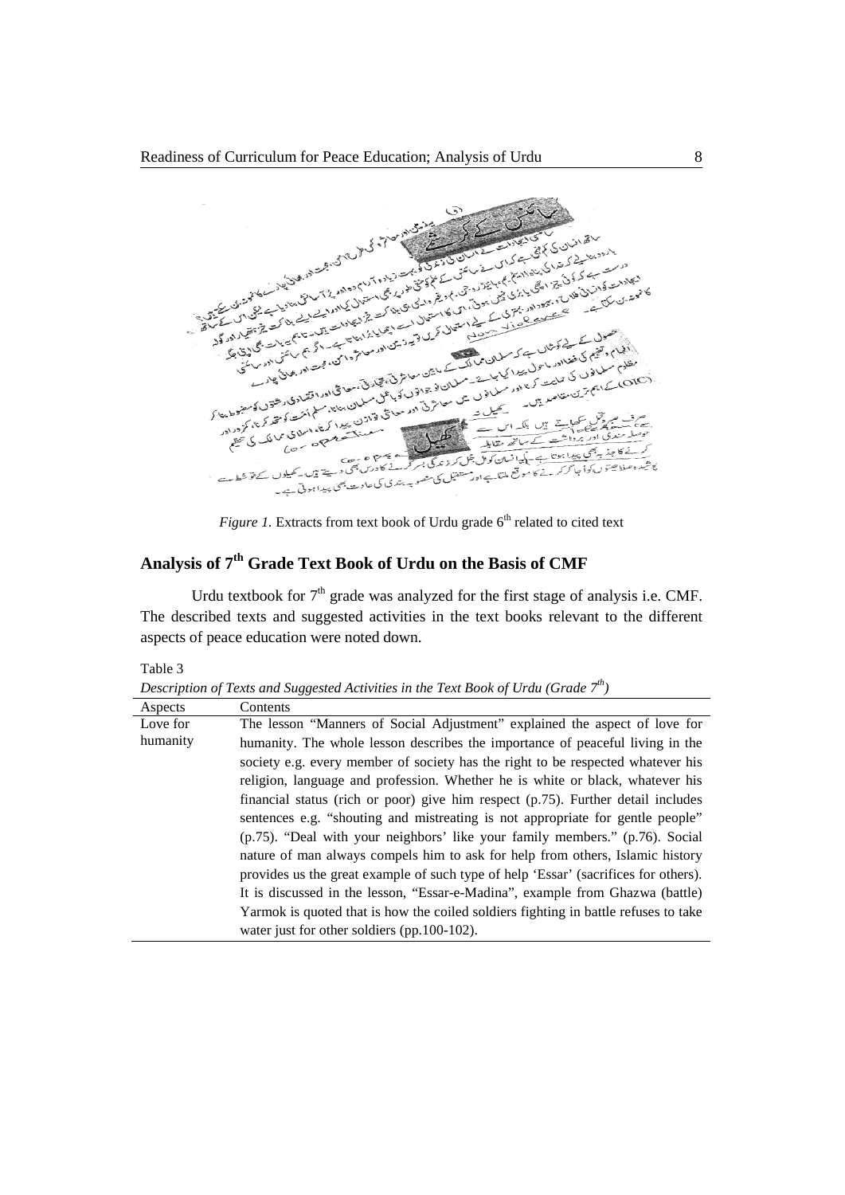*Figure 1.* Extracts from text book of Urdu grade 6th related to cited text

## Analysis of 7th Grade Text Book of Urdu on the Basis of CMF

Urdu textbook for 7th grade was analyzed for the first stage of analysis i.e. CMF. The described texts and suggested activities in the text books relevant to the different aspects of peace education were noted down.

Table 3

*Description of Texts and Suggested Activities in the Text Book of Urdu (Grade 7th)*

| Aspects | Contents |
|---|---|
| Love for humanity | The lesson "Manners of Social Adjustment" explained the aspect of love for humanity. The whole lesson describes the importance of peaceful living in the society e.g. every member of society has the right to be respected whatever his religion, language and profession. Whether he is white or black, whatever his financial status (rich or poor) give him respect (p.75). Further detail includes sentences e.g. "shouting and mistreating is not appropriate for gentle people" (p.75). "Deal with your neighbors' like your family members." (p.76). Social nature of man always compels him to ask for help from others, Islamic history provides us the great example of such type of help 'Essar' (sacrifices for others). It is discussed in the lesson, "Essar-e-Madina", example from Ghazwa (battle) Yarmok is quoted that is how the coiled soldiers fighting in battle refuses to take water just for other soldiers (pp.100-102). |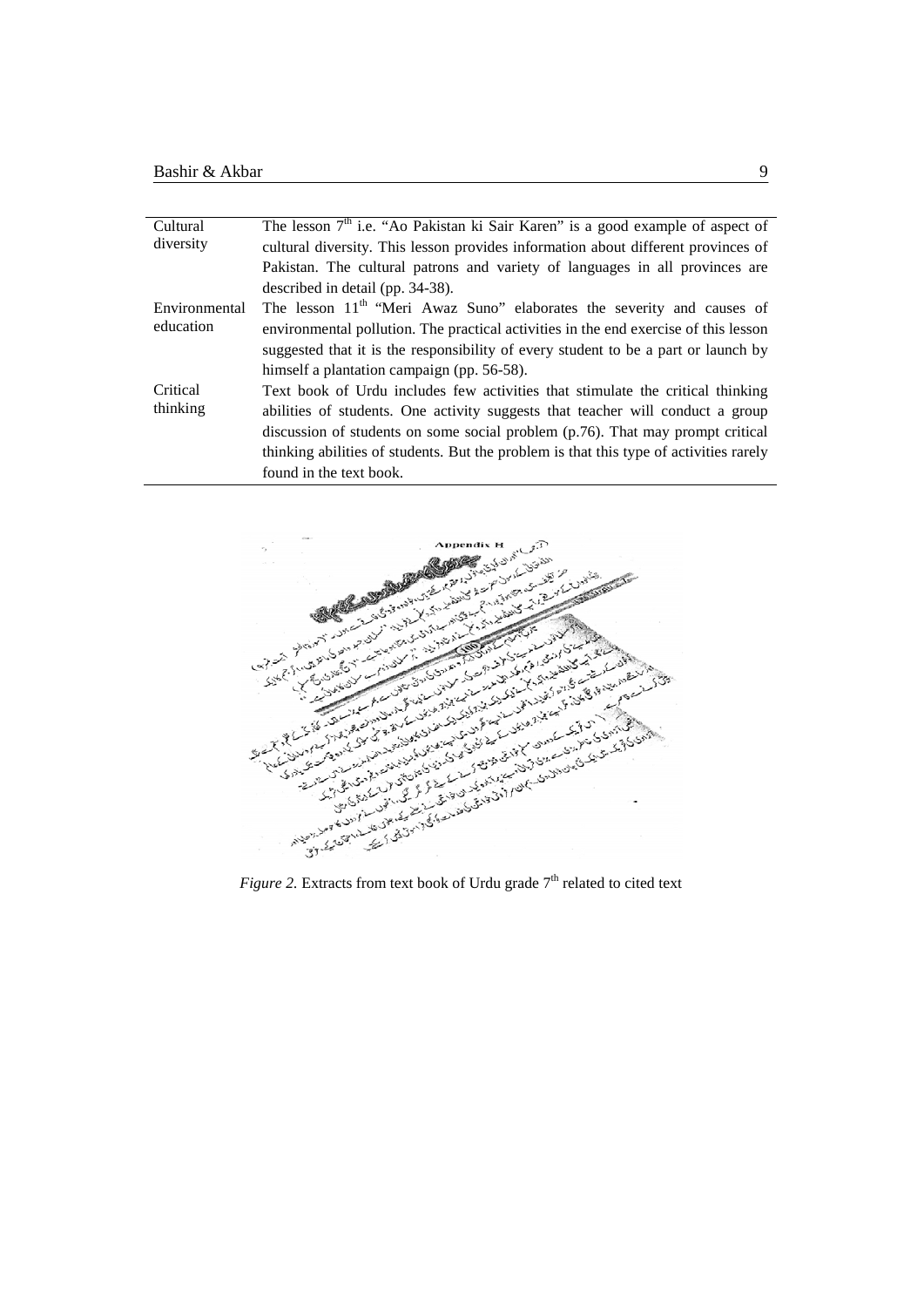| | |
|---|---|
| Cultural diversity | The lesson 7th i.e. "Ao Pakistan ki Sair Karen" is a good example of aspect of cultural diversity. This lesson provides information about different provinces of Pakistan. The cultural patrons and variety of languages in all provinces are described in detail (pp. 34-38). |
| Environmental education | The lesson 11th "Meri Awaz Suno" elaborates the severity and causes of environmental pollution. The practical activities in the end exercise of this lesson suggested that it is the responsibility of every student to be a part or launch by himself a plantation campaign (pp. 56-58). |
| Critical thinking | Text book of Urdu includes few activities that stimulate the critical thinking abilities of students. One activity suggests that teacher will conduct a group discussion of students on some social problem (p.76). That may prompt critical thinking abilities of students. But the problem is that this type of activities rarely found in the text book. |

*Figure 2.* Extracts from text book of Urdu grade 7th related to cited text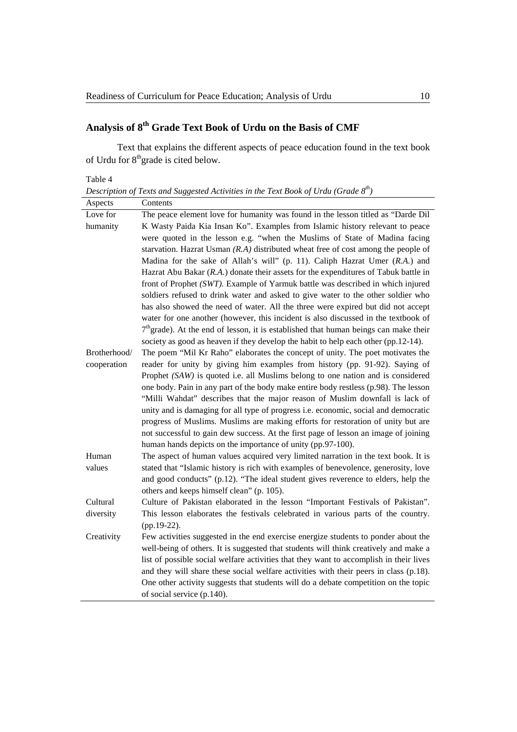## Analysis of 8th Grade Text Book of Urdu on the Basis of CMF

Text that explains the different aspects of peace education found in the text book of Urdu for 8th grade is cited below.

Table 4

*Description of Texts and Suggested Activities in the Text Book of Urdu (Grade 8th)*

| Aspects | Contents |
|---|---|
| Love for humanity | The peace element love for humanity was found in the lesson titled as "Darde Dil K Wasty Paida Kia Insan Ko". Examples from Islamic history relevant to peace were quoted in the lesson e.g. "when the Muslims of State of Madina facing starvation. Hazrat Usman *(R.A)* distributed wheat free of cost among the people of Madina for the sake of Allah's will" (p. 11). Caliph Hazrat Umer (*R.A.*) and Hazrat Abu Bakar (*R.A.*) donate their assets for the expenditures of Tabuk battle in front of Prophet *(SWT)*. Example of Yarmuk battle was described in which injured soldiers refused to drink water and asked to give water to the other soldier who has also showed the need of water. All the three were expired but did not accept water for one another (however, this incident is also discussed in the textbook of 7th grade). At the end of lesson, it is established that human beings can make their society as good as heaven if they develop the habit to help each other (pp.12-14). |
| Brotherhood/ cooperation | The poem "Mil Kr Raho" elaborates the concept of unity. The poet motivates the reader for unity by giving him examples from history (pp. 91-92). Saying of Prophet *(SAW)* is quoted i.e. all Muslims belong to one nation and is considered one body. Pain in any part of the body make entire body restless (p.98). The lesson "Milli Wahdat" describes that the major reason of Muslim downfall is lack of unity and is damaging for all type of progress i.e. economic, social and democratic progress of Muslims. Muslims are making efforts for restoration of unity but are not successful to gain dew success. At the first page of lesson an image of joining human hands depicts on the importance of unity (pp.97-100). |
| Human values | The aspect of human values acquired very limited narration in the text book. It is stated that "Islamic history is rich with examples of benevolence, generosity, love and good conducts" (p.12). "The ideal student gives reverence to elders, help the others and keeps himself clean" (p. 105). |
| Cultural diversity | Culture of Pakistan elaborated in the lesson "Important Festivals of Pakistan". This lesson elaborates the festivals celebrated in various parts of the country. (pp.19-22). |
| Creativity | Few activities suggested in the end exercise energize students to ponder about the well-being of others. It is suggested that students will think creatively and make a list of possible social welfare activities that they want to accomplish in their lives and they will share these social welfare activities with their peers in class (p.18). One other activity suggests that students will do a debate competition on the topic of social service (p.140). |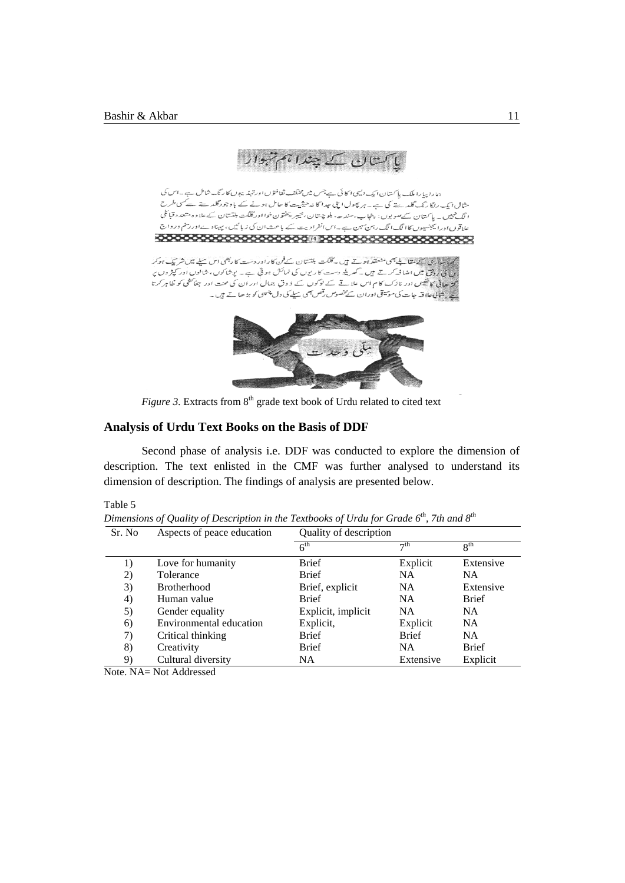*Figure 3.* Extracts from 8th grade text book of Urdu related to cited text

## Analysis of Urdu Text Books on the Basis of DDF

Second phase of analysis i.e. DDF was conducted to explore the dimension of description. The text enlisted in the CMF was further analysed to understand its dimension of description. The findings of analysis are presented below.

Table 5

*Dimensions of Quality of Description in the Textbooks of Urdu for Grade 6th, 7th and 8th*

| Sr. No | Aspects of peace education | Quality of description | | |
|---|---|---|---|---|
| | | 6th | 7th | 8th |
| 1) | Love for humanity | Brief | Explicit | Extensive |
| 2) | Tolerance | Brief | NA | NA |
| 3) | Brotherhood | Brief, explicit | NA | Extensive |
| 4) | Human value | Brief | NA | Brief |
| 5) | Gender equality | Explicit, implicit | NA | NA |
| 6) | Environmental education | Explicit, | Explicit | NA |
| 7) | Critical thinking | Brief | Brief | NA |
| 8) | Creativity | Brief | NA | Brief |
| 9) | Cultural diversity | NA | Extensive | Explicit |

Note. NA= Not Addressed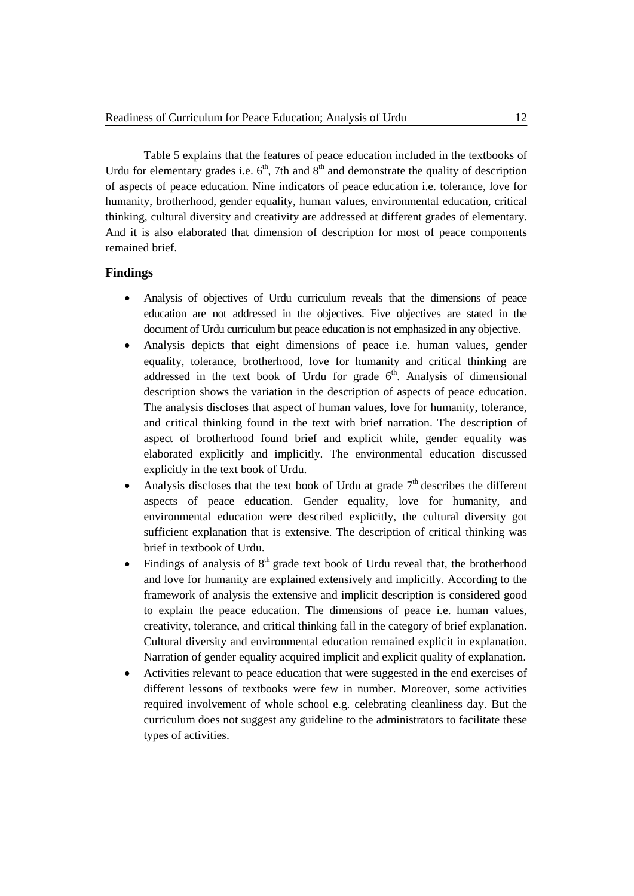Table 5 explains that the features of peace education included in the textbooks of Urdu for elementary grades i.e. 6th, 7th and 8th and demonstrate the quality of description of aspects of peace education. Nine indicators of peace education i.e. tolerance, love for humanity, brotherhood, gender equality, human values, environmental education, critical thinking, cultural diversity and creativity are addressed at different grades of elementary. And it is also elaborated that dimension of description for most of peace components remained brief.

## Findings

- Analysis of objectives of Urdu curriculum reveals that the dimensions of peace education are not addressed in the objectives. Five objectives are stated in the document of Urdu curriculum but peace education is not emphasized in any objective.
- Analysis depicts that eight dimensions of peace i.e. human values, gender equality, tolerance, brotherhood, love for humanity and critical thinking are addressed in the text book of Urdu for grade 6th. Analysis of dimensional description shows the variation in the description of aspects of peace education. The analysis discloses that aspect of human values, love for humanity, tolerance, and critical thinking found in the text with brief narration. The description of aspect of brotherhood found brief and explicit while, gender equality was elaborated explicitly and implicitly. The environmental education discussed explicitly in the text book of Urdu.
- Analysis discloses that the text book of Urdu at grade 7th describes the different aspects of peace education. Gender equality, love for humanity, and environmental education were described explicitly, the cultural diversity got sufficient explanation that is extensive. The description of critical thinking was brief in textbook of Urdu.
- Findings of analysis of 8th grade text book of Urdu reveal that, the brotherhood and love for humanity are explained extensively and implicitly. According to the framework of analysis the extensive and implicit description is considered good to explain the peace education. The dimensions of peace i.e. human values, creativity, tolerance, and critical thinking fall in the category of brief explanation. Cultural diversity and environmental education remained explicit in explanation. Narration of gender equality acquired implicit and explicit quality of explanation.
- Activities relevant to peace education that were suggested in the end exercises of different lessons of textbooks were few in number. Moreover, some activities required involvement of whole school e.g. celebrating cleanliness day. But the curriculum does not suggest any guideline to the administrators to facilitate these types of activities.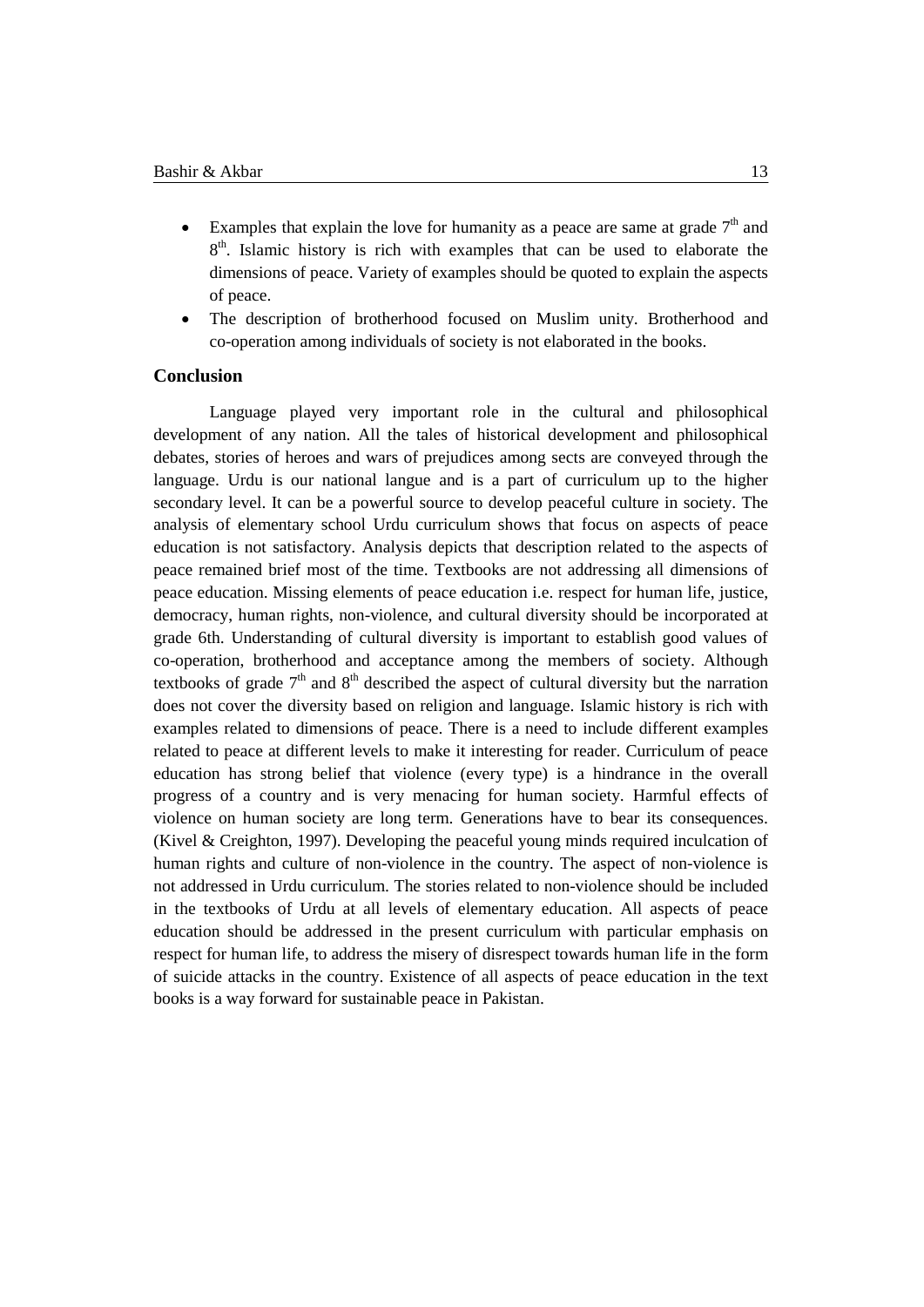- Examples that explain the love for humanity as a peace are same at grade 7th and 8th. Islamic history is rich with examples that can be used to elaborate the dimensions of peace. Variety of examples should be quoted to explain the aspects of peace.
- The description of brotherhood focused on Muslim unity. Brotherhood and co-operation among individuals of society is not elaborated in the books.

## Conclusion

Language played very important role in the cultural and philosophical development of any nation. All the tales of historical development and philosophical debates, stories of heroes and wars of prejudices among sects are conveyed through the language. Urdu is our national langue and is a part of curriculum up to the higher secondary level. It can be a powerful source to develop peaceful culture in society. The analysis of elementary school Urdu curriculum shows that focus on aspects of peace education is not satisfactory. Analysis depicts that description related to the aspects of peace remained brief most of the time. Textbooks are not addressing all dimensions of peace education. Missing elements of peace education i.e. respect for human life, justice, democracy, human rights, non-violence, and cultural diversity should be incorporated at grade 6th. Understanding of cultural diversity is important to establish good values of co-operation, brotherhood and acceptance among the members of society. Although textbooks of grade 7th and 8th described the aspect of cultural diversity but the narration does not cover the diversity based on religion and language. Islamic history is rich with examples related to dimensions of peace. There is a need to include different examples related to peace at different levels to make it interesting for reader. Curriculum of peace education has strong belief that violence (every type) is a hindrance in the overall progress of a country and is very menacing for human society. Harmful effects of violence on human society are long term. Generations have to bear its consequences. (Kivel & Creighton, 1997). Developing the peaceful young minds required inculcation of human rights and culture of non-violence in the country. The aspect of non-violence is not addressed in Urdu curriculum. The stories related to non-violence should be included in the textbooks of Urdu at all levels of elementary education. All aspects of peace education should be addressed in the present curriculum with particular emphasis on respect for human life, to address the misery of disrespect towards human life in the form of suicide attacks in the country. Existence of all aspects of peace education in the text books is a way forward for sustainable peace in Pakistan.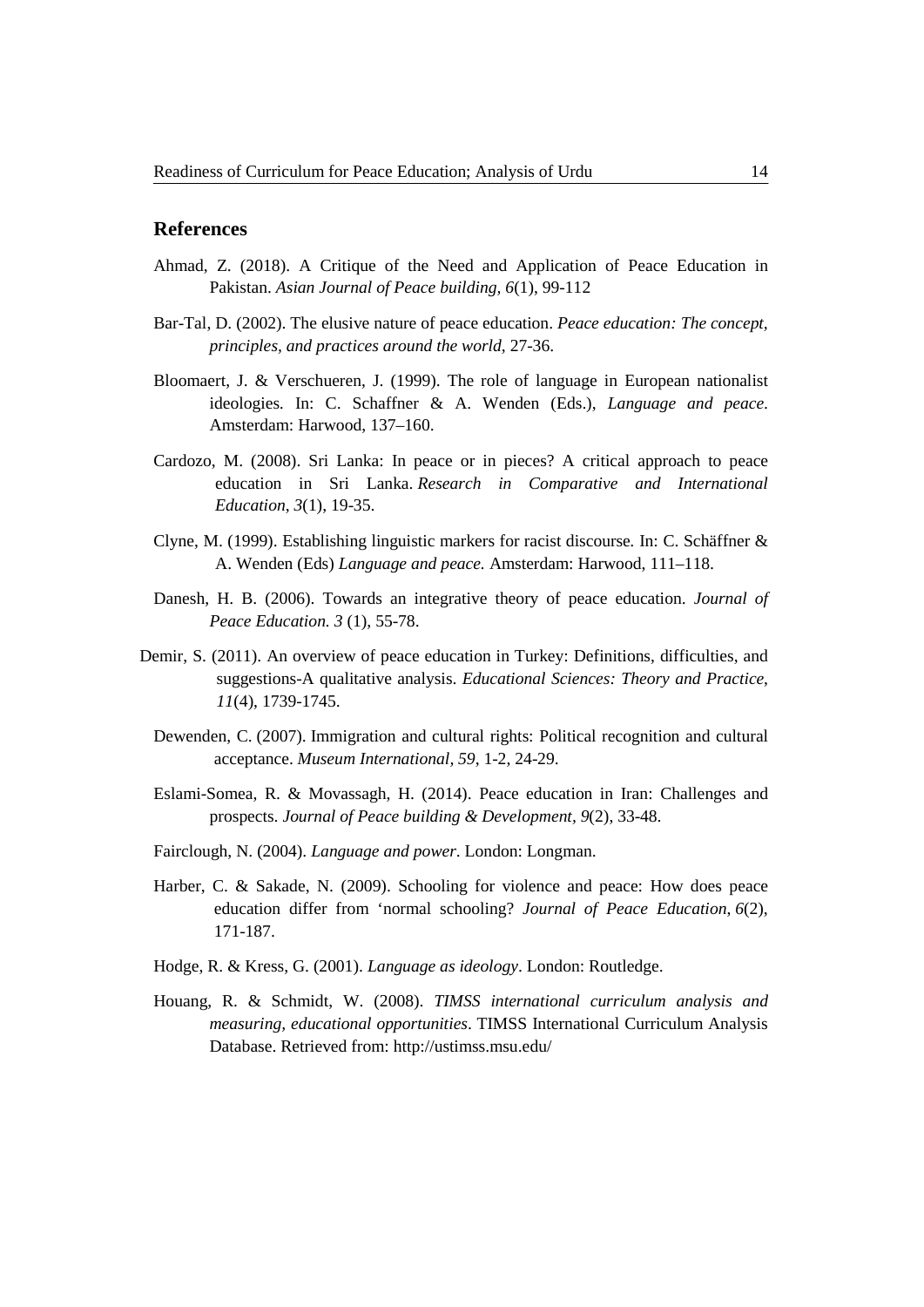## References

Ahmad, Z. (2018). A Critique of the Need and Application of Peace Education in Pakistan. *Asian Journal of Peace building, 6*(1), 99-112

Bar-Tal, D. (2002). The elusive nature of peace education. *Peace education: The concept, principles, and practices around the world*, 27-36.

Bloomaert, J. & Verschueren, J. (1999). The role of language in European nationalist ideologies. In: C. Schaffner & A. Wenden (Eds.), *Language and peace*. Amsterdam: Harwood, 137–160.

Cardozo, M. (2008). Sri Lanka: In peace or in pieces? A critical approach to peace education in Sri Lanka. *Research in Comparative and International Education*, *3*(1), 19-35.

Clyne, M. (1999). Establishing linguistic markers for racist discourse. In: C. Schäffner & A. Wenden (Eds) *Language and peace.* Amsterdam: Harwood, 111–118.

Danesh, H. B. (2006). Towards an integrative theory of peace education. *Journal of Peace Education. 3* (1), 55-78.

Demir, S. (2011). An overview of peace education in Turkey: Definitions, difficulties, and suggestions-A qualitative analysis. *Educational Sciences: Theory and Practice*, *11*(4), 1739-1745.

Dewenden, C. (2007). Immigration and cultural rights: Political recognition and cultural acceptance. *Museum International, 59*, 1-2, 24-29.

Eslami-Somea, R. & Movassagh, H. (2014). Peace education in Iran: Challenges and prospects. *Journal of Peace building & Development*, *9*(2), 33-48.

Fairclough, N. (2004). *Language and power*. London: Longman.

Harber, C. & Sakade, N. (2009). Schooling for violence and peace: How does peace education differ from 'normal schooling? *Journal of Peace Education*, *6*(2), 171-187.

Hodge, R. & Kress, G. (2001). *Language as ideology*. London: Routledge.

Houang, R. & Schmidt, W. (2008). *TIMSS international curriculum analysis and measuring, educational opportunities*. TIMSS International Curriculum Analysis Database. Retrieved from: http://ustimss.msu.edu/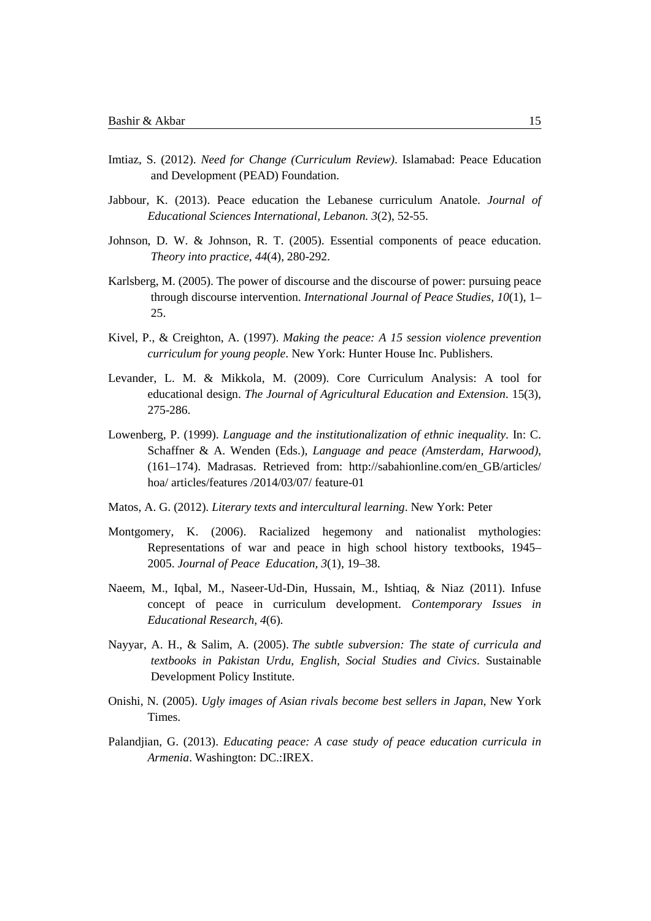Imtiaz, S. (2012). *Need for Change (Curriculum Review)*. Islamabad: Peace Education and Development (PEAD) Foundation.

Jabbour, K. (2013). Peace education the Lebanese curriculum Anatole. *Journal of Educational Sciences International, Lebanon. 3*(2), 52-55.

Johnson, D. W. & Johnson, R. T. (2005). Essential components of peace education. *Theory into practice*, *44*(4), 280-292.

Karlsberg, M. (2005). The power of discourse and the discourse of power: pursuing peace through discourse intervention. *International Journal of Peace Studies*, *10*(1), 1–25.

Kivel, P., & Creighton, A. (1997). *Making the peace: A 15 session violence prevention curriculum for young people*. New York: Hunter House Inc. Publishers.

Levander, L. M. & Mikkola, M. (2009). Core Curriculum Analysis: A tool for educational design. *The Journal of Agricultural Education and Extension*. 15(3), 275-286.

Lowenberg, P. (1999). *Language and the institutionalization of ethnic inequality*. In: C. Schaffner & A. Wenden (Eds.), *Language and peace (Amsterdam, Harwood)*, (161–174). Madrasas. Retrieved from: http://sabahionline.com/en_GB/articles/hoa/ articles/features /2014/03/07/ feature-01

Matos, A. G. (2012). *Literary texts and intercultural learning*. New York: Peter

Montgomery, K. (2006). Racialized hegemony and nationalist mythologies: Representations of war and peace in high school history textbooks, 1945–2005. *Journal of Peace Education*, *3*(1), 19–38.

Naeem, M., Iqbal, M., Naseer-Ud-Din, Hussain, M., Ishtiaq, & Niaz (2011). Infuse concept of peace in curriculum development. *Contemporary Issues in Educational Research, 4*(6).

Nayyar, A. H., & Salim, A. (2005). *The subtle subversion: The state of curricula and textbooks in Pakistan Urdu, English, Social Studies and Civics*. Sustainable Development Policy Institute.

Onishi, N. (2005). *Ugly images of Asian rivals become best sellers in Japan*, New York Times.

Palandjian, G. (2013). *Educating peace: A case study of peace education curricula in Armenia*. Washington: DC.:IREX.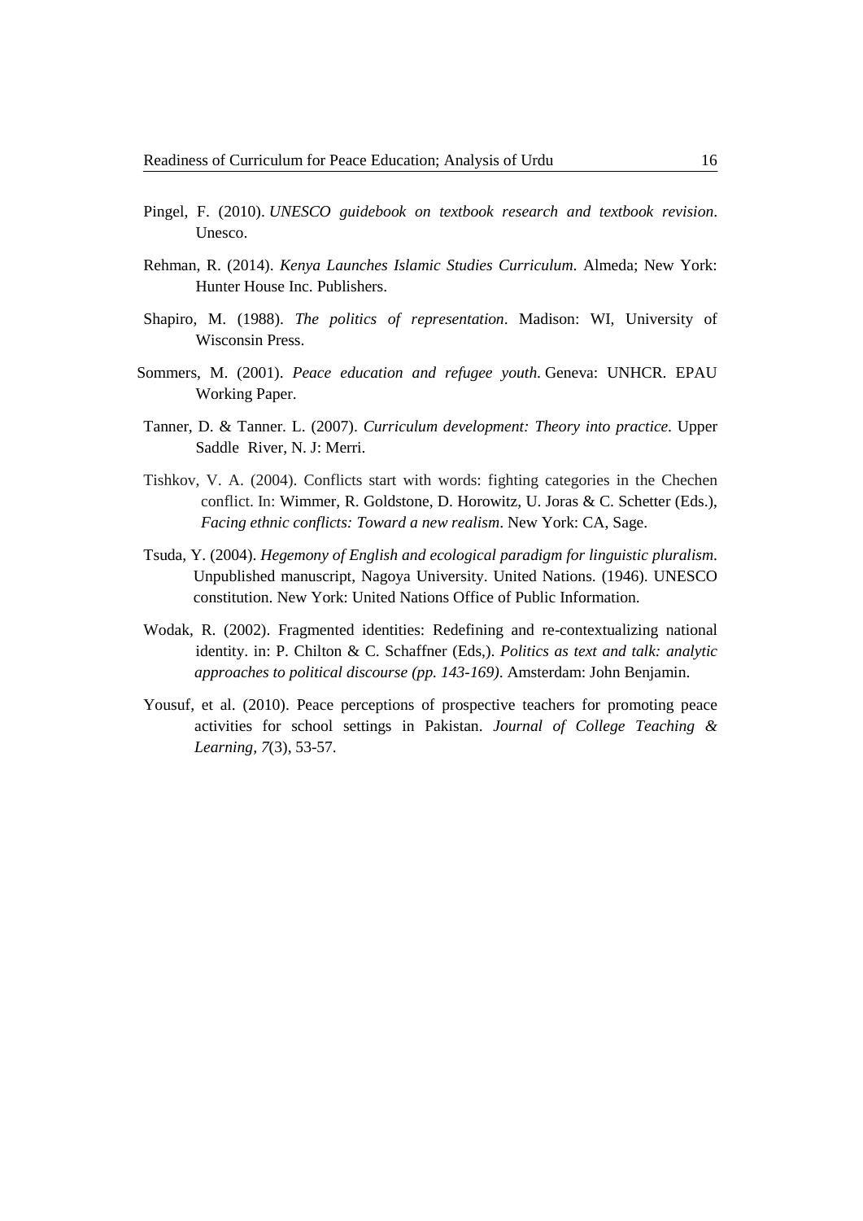Pingel, F. (2010). *UNESCO guidebook on textbook research and textbook revision*. Unesco.

Rehman, R. (2014). *Kenya Launches Islamic Studies Curriculum*. Almeda; New York: Hunter House Inc. Publishers.

Shapiro, M. (1988). *The politics of representation*. Madison: WI, University of Wisconsin Press.

Sommers, M. (2001). *Peace education and refugee youth.* Geneva: UNHCR. EPAU Working Paper.

Tanner, D. & Tanner. L. (2007). *Curriculum development: Theory into practice*. Upper Saddle River, N. J: Merri.

Tishkov, V. A. (2004). Conflicts start with words: fighting categories in the Chechen conflict. In: Wimmer, R. Goldstone, D. Horowitz, U. Joras & C. Schetter (Eds.), *Facing ethnic conflicts: Toward a new realism*. New York: CA, Sage.

Tsuda, Y. (2004). *Hegemony of English and ecological paradigm for linguistic pluralism*. Unpublished manuscript, Nagoya University. United Nations. (1946). UNESCO constitution. New York: United Nations Office of Public Information.

Wodak, R. (2002). Fragmented identities: Redefining and re-contextualizing national identity. in: P. Chilton & C. Schaffner (Eds,). *Politics as text and talk: analytic approaches to political discourse (pp. 143-169)*. Amsterdam: John Benjamin.

Yousuf, et al. (2010). Peace perceptions of prospective teachers for promoting peace activities for school settings in Pakistan. *Journal of College Teaching & Learning, 7*(3), 53-57.